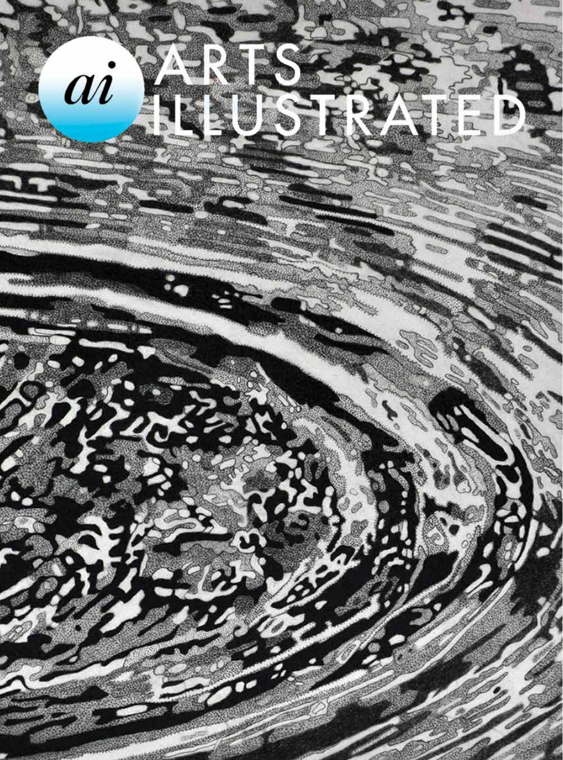# ai ARTS ILLUSTRATED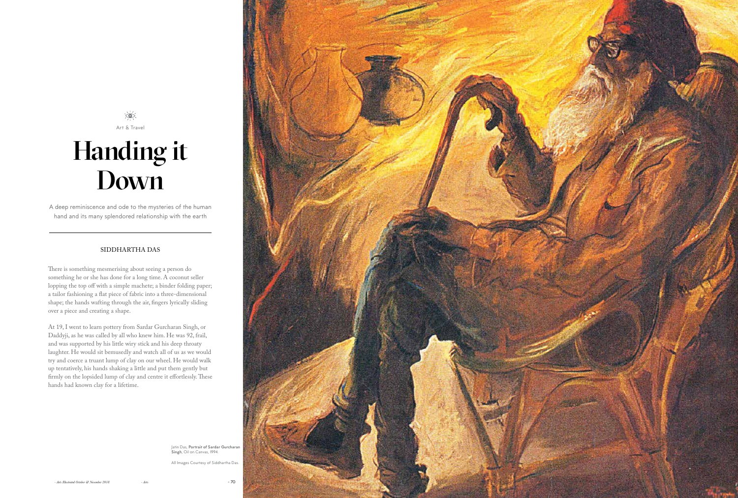Art & Travel

# Handing it Down

A deep reminiscence and ode to the mysteries of the human hand and its many splendored relationship with the earth

SIDDHARTHA DAS

There is something mesmerising about seeing a person do something he or she has done for a long time. A coconut seller lopping the top off with a simple machete; a binder folding paper; a tailor fashioning a flat piece of fabric into a three-dimensional shape; the hands wafting through the air, fingers lyrically sliding over a piece and creating a shape.

At 19, I went to learn pottery from Sardar Gurcharan Singh, or Daddyji, as he was called by all who knew him. He was 92, frail, and was supported by his little wiry stick and his deep throaty laughter. He would sit bemusedly and watch all of us as we would try and coerce a truant lump of clay on our wheel. He would walk up tentatively, his hands shaking a little and put them gently but firmly on the lopsided lump of clay and centre it effortlessly. These hands had known clay for a lifetime.

Jatin Das, **Portrait of Sardar Gurcharan Singh**, Oil on Canvas, 1994.

All Images Courtesy of Siddhartha Das.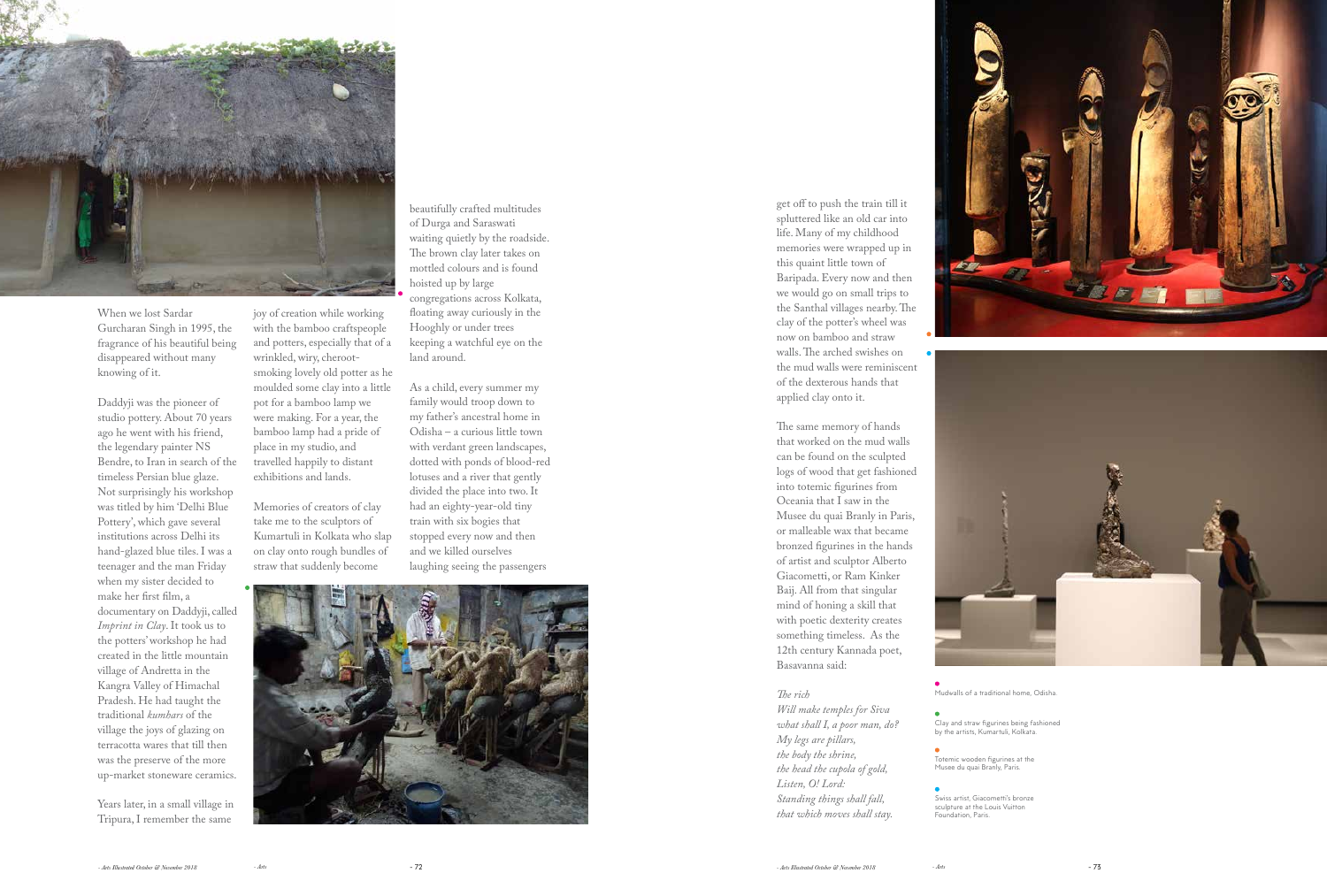When we lost Sardar Gurcharan Singh in 1995, the fragrance of his beautiful being disappeared without many knowing of it.

Daddyji was the pioneer of studio pottery. About 70 years ago he went with his friend, the legendary painter NS Bendre, to Iran in search of the timeless Persian blue glaze. Not surprisingly his workshop was titled by him 'Delhi Blue Pottery', which gave several institutions across Delhi its hand-glazed blue tiles. I was a teenager and the man Friday when my sister decided to make her first film, a documentary on Daddyji, called *Imprint in Clay*. It took us to the potters' workshop he had created in the little mountain village of Andretta in the Kangra Valley of Himachal Pradesh. He had taught the traditional *kumhars* of the village the joys of glazing on terracotta wares that till then was the preserve of the more up-market stoneware ceramics.

Years later, in a small village in Tripura, I remember the same joy of creation while working with the bamboo craftspeople and potters, especially that of a wrinkled, wiry, cheroot-smoking lovely old potter as he moulded some clay into a little pot for a bamboo lamp we were making. For a year, the bamboo lamp had a pride of place in my studio, and travelled happily to distant exhibitions and lands.

Memories of creators of clay take me to the sculptors of Kumartuli in Kolkata who slap on clay onto rough bundles of straw that suddenly become beautifully crafted multitudes of Durga and Saraswati waiting quietly by the roadside. The brown clay later takes on mottled colours and is found hoisted up by large congregations across Kolkata, floating away curiously in the Hooghly or under trees keeping a watchful eye on the land around.

As a child, every summer my family would troop down to my father's ancestral home in Odisha – a curious little town with verdant green landscapes, dotted with ponds of blood-red lotuses and a river that gently divided the place into two. It had an eighty-year-old tiny train with six bogies that stopped every now and then and we killed ourselves laughing seeing the passengers get off to push the train till it spluttered like an old car into life. Many of my childhood memories were wrapped up in this quaint little town of Baripada. Every now and then we would go on small trips to the Santhal villages nearby. The clay of the potter's wheel was now on bamboo and straw walls. The arched swishes on the mud walls were reminiscent of the dexterous hands that applied clay onto it.

The same memory of hands that worked on the mud walls can be found on the sculpted logs of wood that get fashioned into totemic figurines from Oceania that I saw in the Musee du quai Branly in Paris, or malleable wax that became bronzed figurines in the hands of artist and sculptor Alberto Giacometti, or Ram Kinker Baij. All from that singular mind of honing a skill that with poetic dexterity creates something timeless. As the 12th century Kannada poet, Basavanna said:

*The rich*
*Will make temples for Siva*
*what shall I, a poor man, do?*
*My legs are pillars,*
*the body the shrine,*
*the head the cupola of gold,*
*Listen, O! Lord:*
*Standing things shall fall,*
*that which moves shall stay.*

Mudwalls of a traditional home, Odisha.

Clay and straw figurines being fashioned by the artists, Kumartuli, Kolkata.

Totemic wooden figurines at the Musee du quai Branly, Paris.

Swiss artist, Giacometti's bronze sculpture at the Louis Vuitton Foundation, Paris.